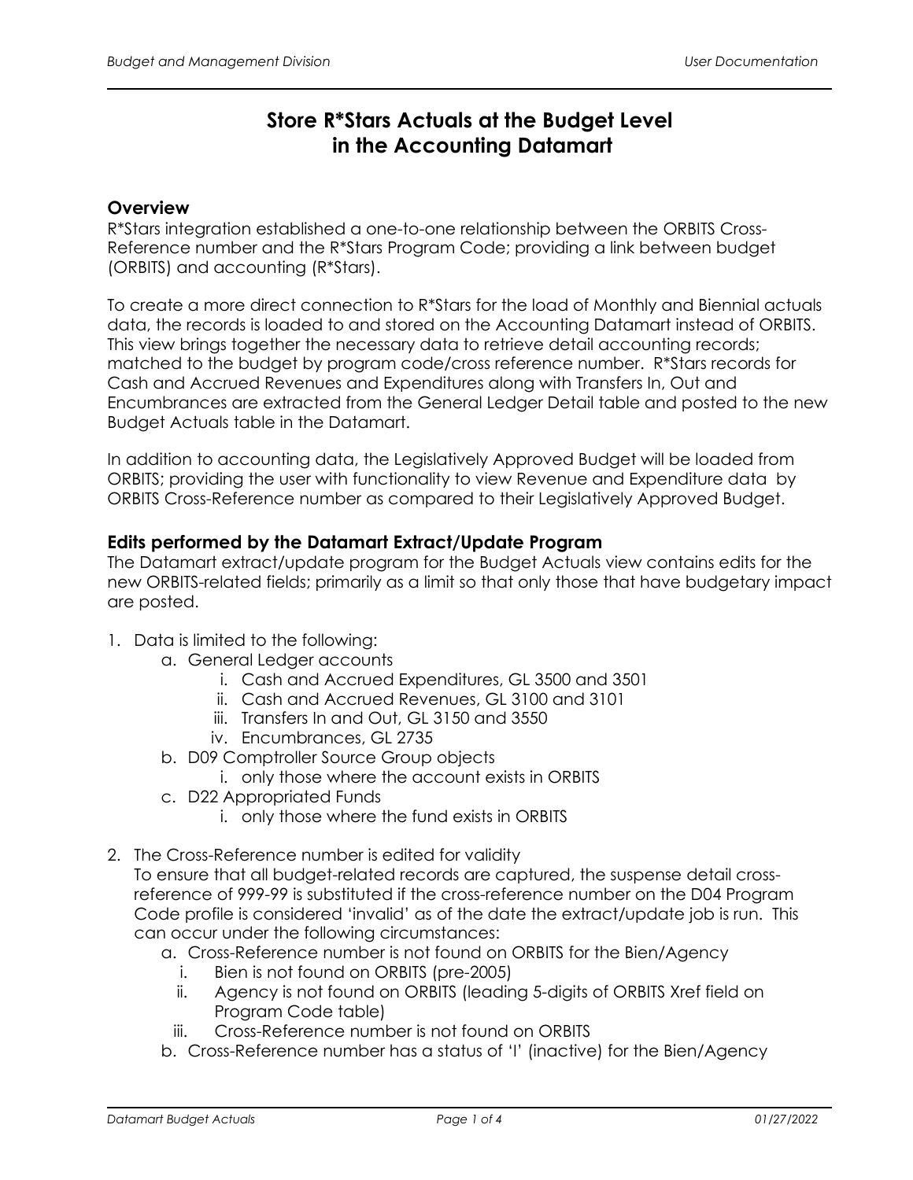# Store R*Stars Actuals at the Budget Level in the Accounting Datamart

## Overview

R*Stars integration established a one-to-one relationship between the ORBITS Cross-Reference number and the R*Stars Program Code; providing a link between budget (ORBITS) and accounting (R*Stars).

To create a more direct connection to R*Stars for the load of Monthly and Biennial actuals data, the records is loaded to and stored on the Accounting Datamart instead of ORBITS. This view brings together the necessary data to retrieve detail accounting records; matched to the budget by program code/cross reference number. R*Stars records for Cash and Accrued Revenues and Expenditures along with Transfers In, Out and Encumbrances are extracted from the General Ledger Detail table and posted to the new Budget Actuals table in the Datamart.

In addition to accounting data, the Legislatively Approved Budget will be loaded from ORBITS; providing the user with functionality to view Revenue and Expenditure data by ORBITS Cross-Reference number as compared to their Legislatively Approved Budget.

## Edits performed by the Datamart Extract/Update Program

The Datamart extract/update program for the Budget Actuals view contains edits for the new ORBITS-related fields; primarily as a limit so that only those that have budgetary impact are posted.

1. Data is limited to the following:
   a. General Ledger accounts
      i. Cash and Accrued Expenditures, GL 3500 and 3501
      ii. Cash and Accrued Revenues, GL 3100 and 3101
      iii. Transfers In and Out, GL 3150 and 3550
      iv. Encumbrances, GL 2735
   b. D09 Comptroller Source Group objects
      i. only those where the account exists in ORBITS
   c. D22 Appropriated Funds
      i. only those where the fund exists in ORBITS

2. The Cross-Reference number is edited for validity
   To ensure that all budget-related records are captured, the suspense detail cross-reference of 999-99 is substituted if the cross-reference number on the D04 Program Code profile is considered 'invalid' as of the date the extract/update job is run. This can occur under the following circumstances:
   a. Cross-Reference number is not found on ORBITS for the Bien/Agency
      i. Bien is not found on ORBITS (pre-2005)
      ii. Agency is not found on ORBITS (leading 5-digits of ORBITS Xref field on Program Code table)
      iii. Cross-Reference number is not found on ORBITS
   b. Cross-Reference number has a status of 'I' (inactive) for the Bien/Agency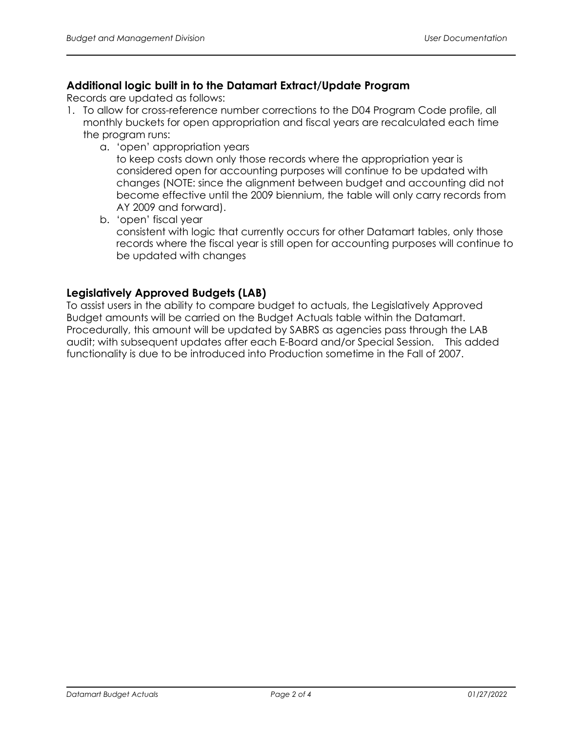### Additional logic built in to the Datamart Extract/Update Program

Records are updated as follows:

1. To allow for cross-reference number corrections to the D04 Program Code profile, all monthly buckets for open appropriation and fiscal years are recalculated each time the program runs:
   a. 'open' appropriation years
      to keep costs down only those records where the appropriation year is considered open for accounting purposes will continue to be updated with changes (NOTE: since the alignment between budget and accounting did not become effective until the 2009 biennium, the table will only carry records from AY 2009 and forward).
   b. 'open' fiscal year
      consistent with logic that currently occurs for other Datamart tables, only those records where the fiscal year is still open for accounting purposes will continue to be updated with changes

### Legislatively Approved Budgets (LAB)

To assist users in the ability to compare budget to actuals, the Legislatively Approved Budget amounts will be carried on the Budget Actuals table within the Datamart. Procedurally, this amount will be updated by SABRS as agencies pass through the LAB audit; with subsequent updates after each E-Board and/or Special Session. This added functionality is due to be introduced into Production sometime in the Fall of 2007.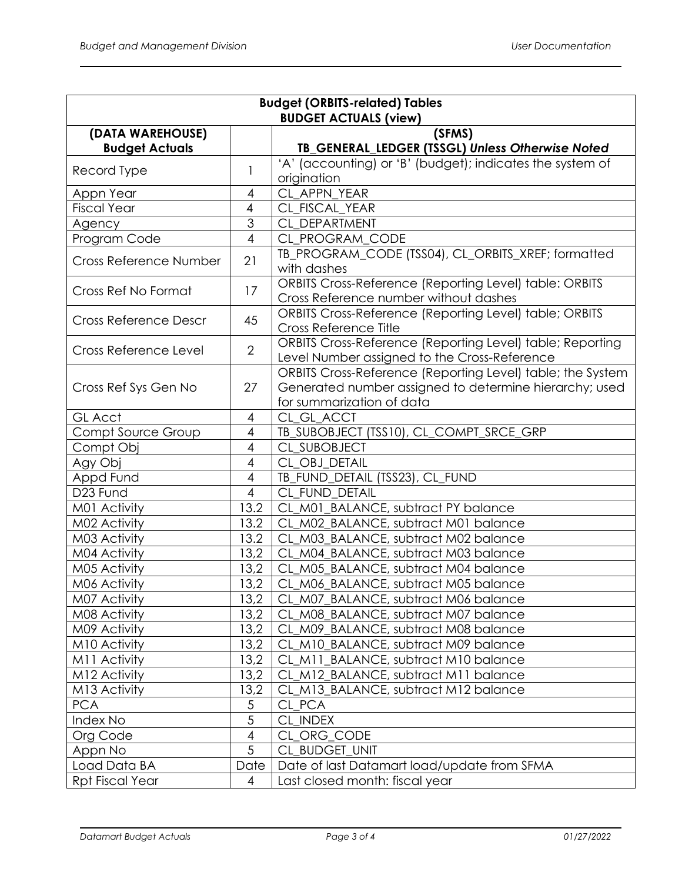| **Budget (ORBITS-related) Tables**<br>**BUDGET ACTUALS (view)** | | |
|---|---|---|
| **(DATA WAREHOUSE)**<br>**Budget Actuals** | | **(SFMS)**<br>**TB_GENERAL_LEDGER (TSSGL)** ***Unless Otherwise Noted*** |
| Record Type | 1 | 'A' (accounting) or 'B' (budget); indicates the system of origination |
| Appn Year | 4 | CL_APPN_YEAR |
| Fiscal Year | 4 | CL_FISCAL_YEAR |
| Agency | 3 | CL_DEPARTMENT |
| Program Code | 4 | CL_PROGRAM_CODE |
| Cross Reference Number | 21 | TB_PROGRAM_CODE (TSS04), CL_ORBITS_XREF; formatted with dashes |
| Cross Ref No Format | 17 | ORBITS Cross-Reference (Reporting Level) table: ORBITS Cross Reference number without dashes |
| Cross Reference Descr | 45 | ORBITS Cross-Reference (Reporting Level) table; ORBITS Cross Reference Title |
| Cross Reference Level | 2 | ORBITS Cross-Reference (Reporting Level) table; Reporting Level Number assigned to the Cross-Reference |
| Cross Ref Sys Gen No | 27 | ORBITS Cross-Reference (Reporting Level) table; the System Generated number assigned to determine hierarchy; used for summarization of data |
| GL Acct | 4 | CL_GL_ACCT |
| Compt Source Group | 4 | TB_SUBOBJECT (TSS10), CL_COMPT_SRCE_GRP |
| Compt Obj | 4 | CL_SUBOBJECT |
| Agy Obj | 4 | CL_OBJ_DETAIL |
| Appd Fund | 4 | TB_FUND_DETAIL (TSS23), CL_FUND |
| D23 Fund | 4 | CL_FUND_DETAIL |
| M01 Activity | 13.2 | CL_M01_BALANCE, subtract PY balance |
| M02 Activity | 13.2 | CL_M02_BALANCE, subtract M01 balance |
| M03 Activity | 13.2 | CL_M03_BALANCE, subtract M02 balance |
| M04 Activity | 13,2 | CL_M04_BALANCE, subtract M03 balance |
| M05 Activity | 13,2 | CL_M05_BALANCE, subtract M04 balance |
| M06 Activity | 13,2 | CL_M06_BALANCE, subtract M05 balance |
| M07 Activity | 13,2 | CL_M07_BALANCE, subtract M06 balance |
| M08 Activity | 13,2 | CL_M08_BALANCE, subtract M07 balance |
| M09 Activity | 13,2 | CL_M09_BALANCE, subtract M08 balance |
| M10 Activity | 13,2 | CL_M10_BALANCE, subtract M09 balance |
| M11 Activity | 13,2 | CL_M11_BALANCE, subtract M10 balance |
| M12 Activity | 13,2 | CL_M12_BALANCE, subtract M11 balance |
| M13 Activity | 13,2 | CL_M13_BALANCE, subtract M12 balance |
| PCA | 5 | CL_PCA |
| Index No | 5 | CL_INDEX |
| Org Code | 4 | CL_ORG_CODE |
| Appn No | 5 | CL_BUDGET_UNIT |
| Load Data BA | Date | Date of last Datamart load/update from SFMA |
| Rpt Fiscal Year | 4 | Last closed month: fiscal year |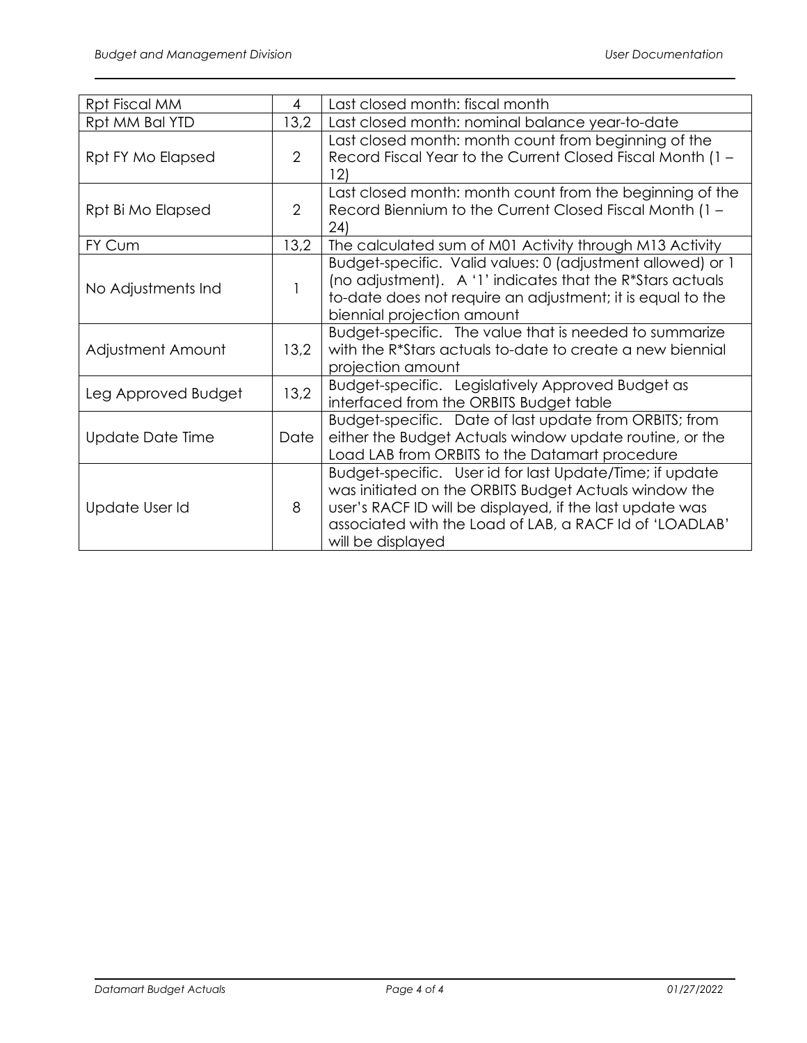| | | |
|---|---|---|
| Rpt Fiscal MM | 4 | Last closed month: fiscal month |
| Rpt MM Bal YTD | 13,2 | Last closed month: nominal balance year-to-date |
| Rpt FY Mo Elapsed | 2 | Last closed month: month count from beginning of the Record Fiscal Year to the Current Closed Fiscal Month (1 – 12) |
| Rpt Bi Mo Elapsed | 2 | Last closed month: month count from the beginning of the Record Biennium to the Current Closed Fiscal Month (1 – 24) |
| FY Cum | 13,2 | The calculated sum of M01 Activity through M13 Activity |
| No Adjustments Ind | 1 | Budget-specific. Valid values: 0 (adjustment allowed) or 1 (no adjustment). A '1' indicates that the R*Stars actuals to-date does not require an adjustment; it is equal to the biennial projection amount |
| Adjustment Amount | 13,2 | Budget-specific. The value that is needed to summarize with the R*Stars actuals to-date to create a new biennial projection amount |
| Leg Approved Budget | 13,2 | Budget-specific. Legislatively Approved Budget as interfaced from the ORBITS Budget table |
| Update Date Time | Date | Budget-specific. Date of last update from ORBITS; from either the Budget Actuals window update routine, or the Load LAB from ORBITS to the Datamart procedure |
| Update User Id | 8 | Budget-specific. User id for last Update/Time; if update was initiated on the ORBITS Budget Actuals window the user's RACF ID will be displayed, if the last update was associated with the Load of LAB, a RACF Id of 'LOADLAB' will be displayed |